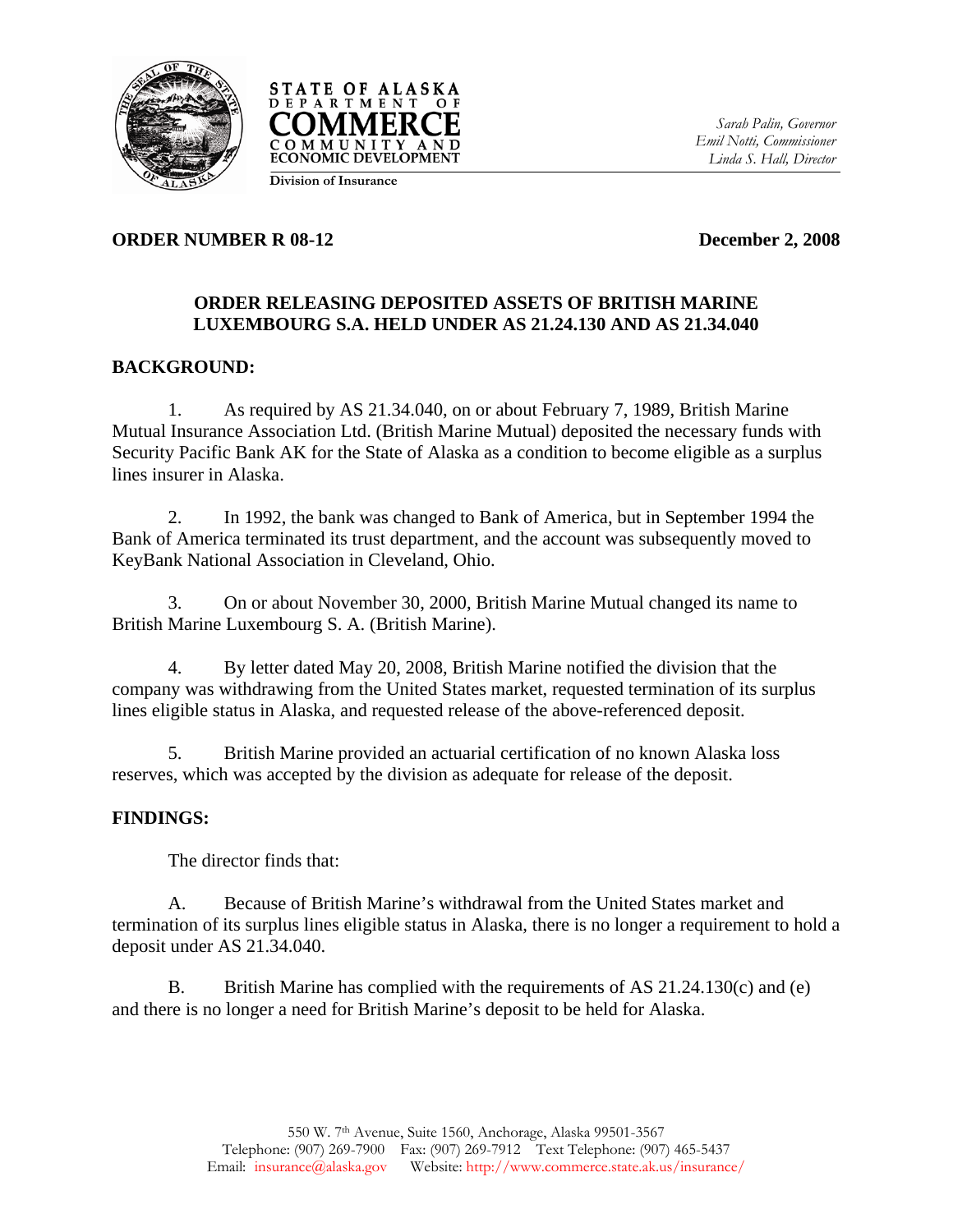STATE OF ALASKA
DEPARTMENT OF
COMMERCE
COMMUNITY AND
ECONOMIC DEVELOPMENT

Division of Insurance

*Sarah Palin, Governor*
*Emil Notti, Commissioner*
*Linda S. Hall, Director*

**ORDER NUMBER R 08-12** **December 2, 2008**

**ORDER RELEASING DEPOSITED ASSETS OF BRITISH MARINE LUXEMBOURG S.A. HELD UNDER AS 21.24.130 AND AS 21.34.040**

**BACKGROUND:**

1. As required by AS 21.34.040, on or about February 7, 1989, British Marine Mutual Insurance Association Ltd. (British Marine Mutual) deposited the necessary funds with Security Pacific Bank AK for the State of Alaska as a condition to become eligible as a surplus lines insurer in Alaska.

2. In 1992, the bank was changed to Bank of America, but in September 1994 the Bank of America terminated its trust department, and the account was subsequently moved to KeyBank National Association in Cleveland, Ohio.

3. On or about November 30, 2000, British Marine Mutual changed its name to British Marine Luxembourg S. A. (British Marine).

4. By letter dated May 20, 2008, British Marine notified the division that the company was withdrawing from the United States market, requested termination of its surplus lines eligible status in Alaska, and requested release of the above-referenced deposit.

5. British Marine provided an actuarial certification of no known Alaska loss reserves, which was accepted by the division as adequate for release of the deposit.

**FINDINGS:**

The director finds that:

A. Because of British Marine's withdrawal from the United States market and termination of its surplus lines eligible status in Alaska, there is no longer a requirement to hold a deposit under AS 21.34.040.

B. British Marine has complied with the requirements of AS 21.24.130(c) and (e) and there is no longer a need for British Marine's deposit to be held for Alaska.

550 W. 7th Avenue, Suite 1560, Anchorage, Alaska 99501-3567
Telephone: (907) 269-7900 Fax: (907) 269-7912 Text Telephone: (907) 465-5437
Email: insurance@alaska.gov Website: http://www.commerce.state.ak.us/insurance/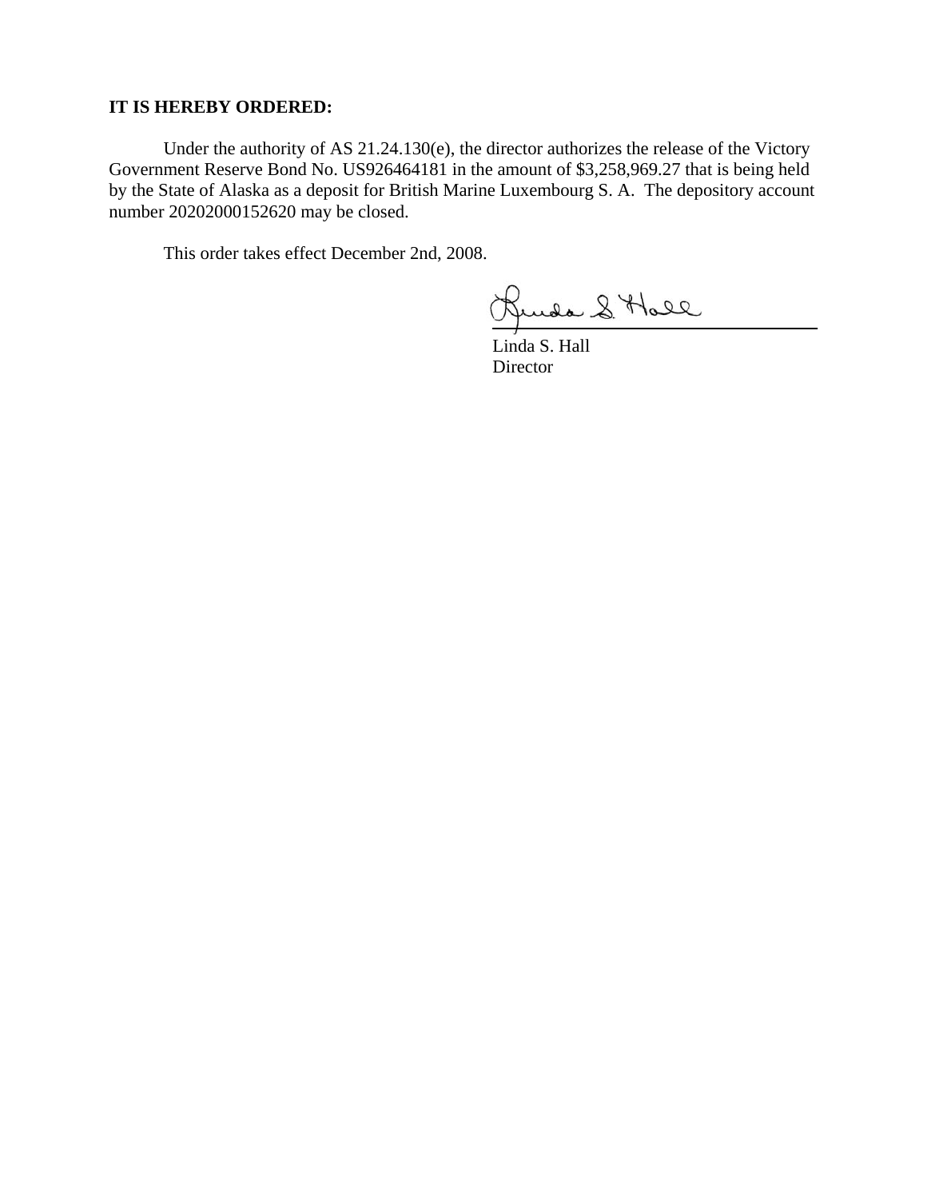**IT IS HEREBY ORDERED:**

Under the authority of AS 21.24.130(e), the director authorizes the release of the Victory Government Reserve Bond No. US926464181 in the amount of $3,258,969.27 that is being held by the State of Alaska as a deposit for British Marine Luxembourg S. A. The depository account number 20202000152620 may be closed.

This order takes effect December 2nd, 2008.

Linda S. Hall
Director